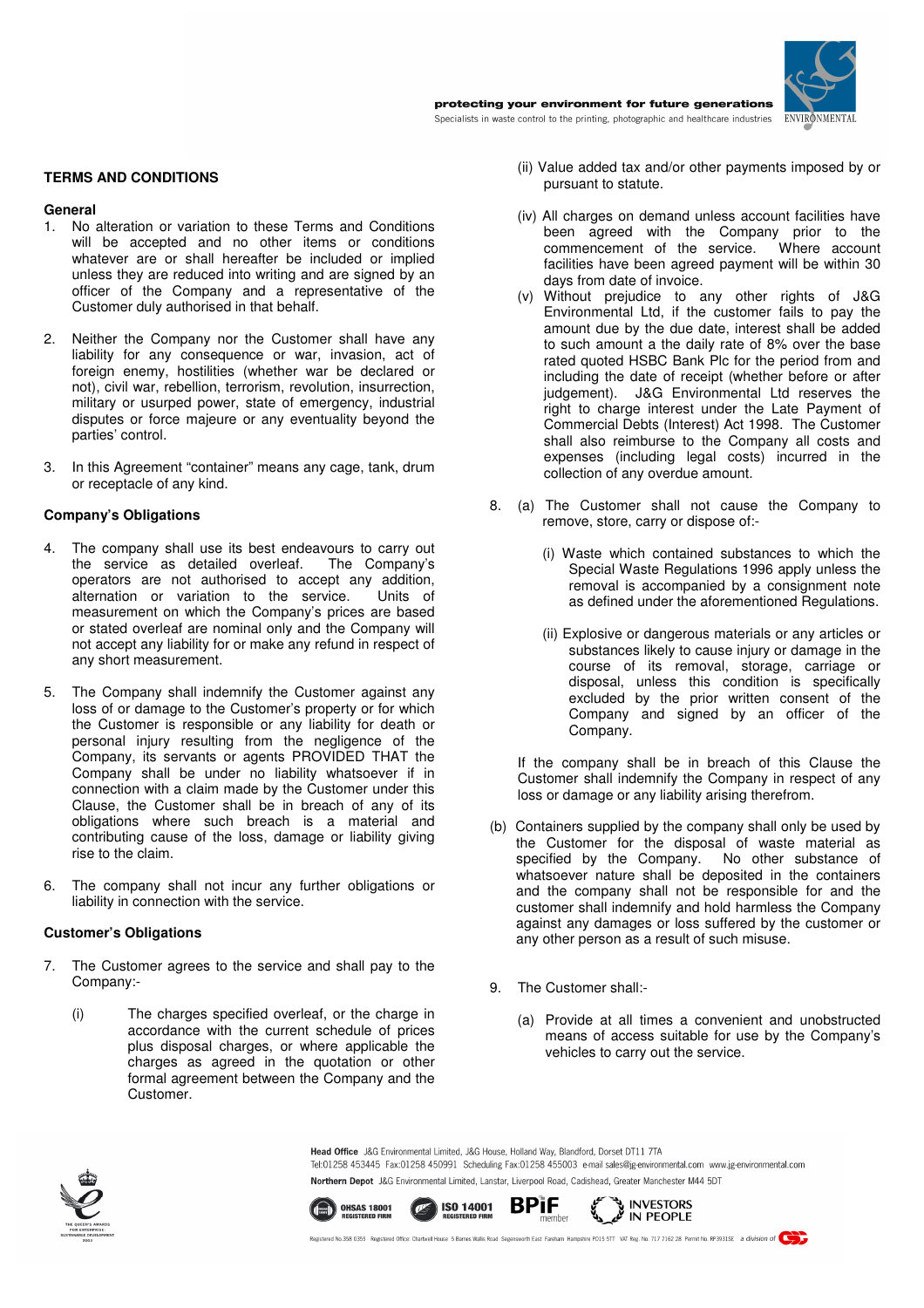## TERMS AND CONDITIONS

### General

1. No alteration or variation to these Terms and Conditions will be accepted and no other items or conditions whatever are or shall hereafter be included or implied unless they are reduced into writing and are signed by an officer of the Company and a representative of the Customer duly authorised in that behalf.

2. Neither the Company nor the Customer shall have any liability for any consequence or war, invasion, act of foreign enemy, hostilities (whether war be declared or not), civil war, rebellion, terrorism, revolution, insurrection, military or usurped power, state of emergency, industrial disputes or force majeure or any eventuality beyond the parties' control.

3. In this Agreement "container" means any cage, tank, drum or receptacle of any kind.

### Company's Obligations

4. The company shall use its best endeavours to carry out the service as detailed overleaf. The Company's operators are not authorised to accept any addition, alternation or variation to the service. Units of measurement on which the Company's prices are based or stated overleaf are nominal only and the Company will not accept any liability for or make any refund in respect of any short measurement.

5. The Company shall indemnify the Customer against any loss of or damage to the Customer's property or for which the Customer is responsible or any liability for death or personal injury resulting from the negligence of the Company, its servants or agents PROVIDED THAT the Company shall be under no liability whatsoever if in connection with a claim made by the Customer under this Clause, the Customer shall be in breach of any of its obligations where such breach is a material and contributing cause of the loss, damage or liability giving rise to the claim.

6. The company shall not incur any further obligations or liability in connection with the service.

### Customer's Obligations

7. The Customer agrees to the service and shall pay to the Company:-

   (i) The charges specified overleaf, or the charge in accordance with the current schedule of prices plus disposal charges, or where applicable the charges as agreed in the quotation or other formal agreement between the Company and the Customer.

   (ii) Value added tax and/or other payments imposed by or pursuant to statute.

   (iv) All charges on demand unless account facilities have been agreed with the Company prior to the commencement of the service. Where account facilities have been agreed payment will be within 30 days from date of invoice.

   (v) Without prejudice to any other rights of J&G Environmental Ltd, if the customer fails to pay the amount due by the due date, interest shall be added to such amount a the daily rate of 8% over the base rated quoted HSBC Bank Plc for the period from and including the date of receipt (whether before or after judgement). J&G Environmental Ltd reserves the right to charge interest under the Late Payment of Commercial Debts (Interest) Act 1998. The Customer shall also reimburse to the Company all costs and expenses (including legal costs) incurred in the collection of any overdue amount.

8. (a) The Customer shall not cause the Company to remove, store, carry or dispose of:-

   (i) Waste which contained substances to which the Special Waste Regulations 1996 apply unless the removal is accompanied by a consignment note as defined under the aforementioned Regulations.

   (ii) Explosive or dangerous materials or any articles or substances likely to cause injury or damage in the course of its removal, storage, carriage or disposal, unless this condition is specifically excluded by the prior written consent of the Company and signed by an officer of the Company.

   If the company shall be in breach of this Clause the Customer shall indemnify the Company in respect of any loss or damage or any liability arising therefrom.

   (b) Containers supplied by the company shall only be used by the Customer for the disposal of waste material as specified by the Company. No other substance of whatsoever nature shall be deposited in the containers and the company shall not be responsible for and the customer shall indemnify and hold harmless the Company against any damages or loss suffered by the customer or any other person as a result of such misuse.

9. The Customer shall:-

   (a) Provide at all times a convenient and unobstructed means of access suitable for use by the Company's vehicles to carry out the service.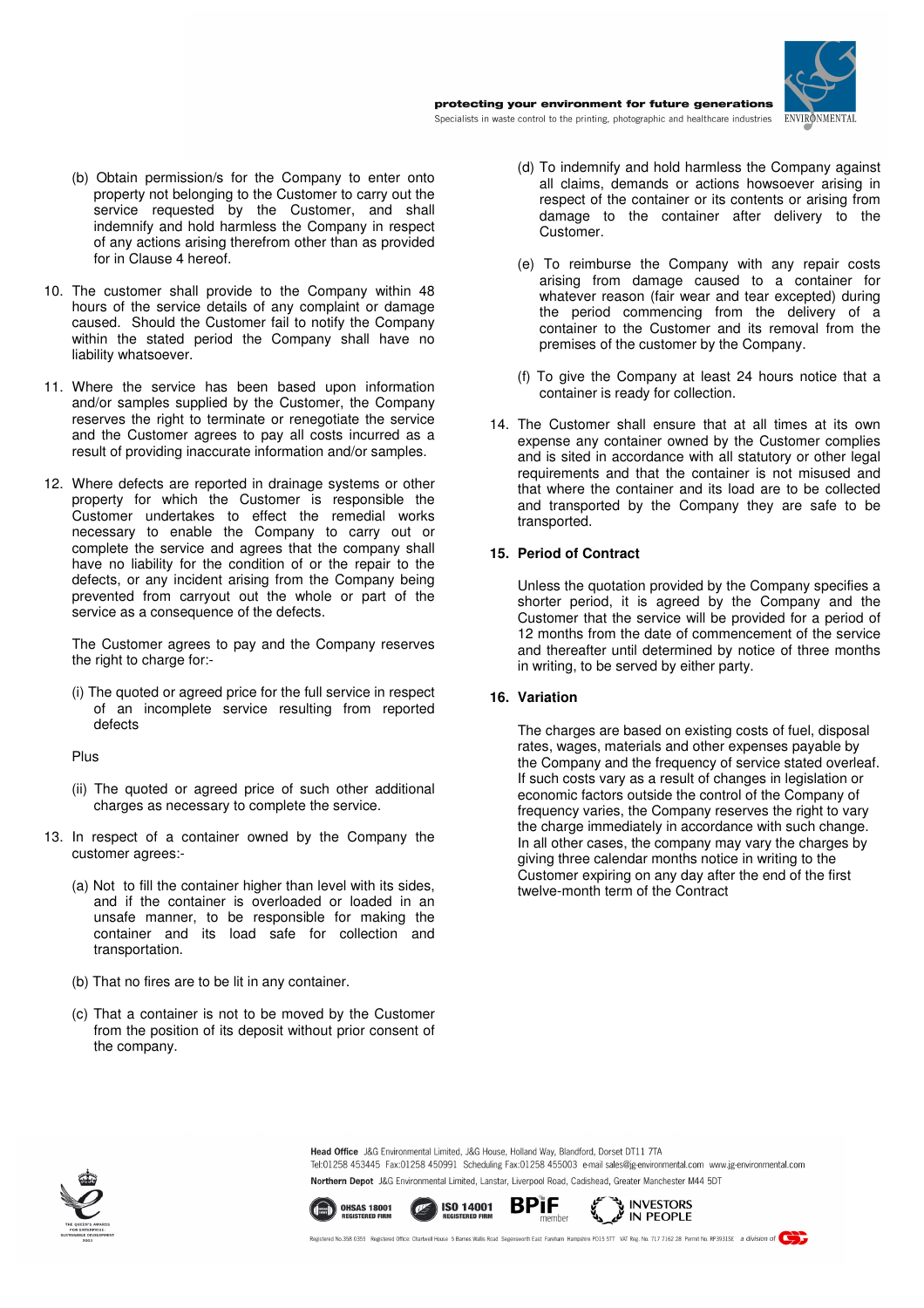(b) Obtain permission/s for the Company to enter onto property not belonging to the Customer to carry out the service requested by the Customer, and shall indemnify and hold harmless the Company in respect of any actions arising therefrom other than as provided for in Clause 4 hereof.

10. The customer shall provide to the Company within 48 hours of the service details of any complaint or damage caused. Should the Customer fail to notify the Company within the stated period the Company shall have no liability whatsoever.

11. Where the service has been based upon information and/or samples supplied by the Customer, the Company reserves the right to terminate or renegotiate the service and the Customer agrees to pay all costs incurred as a result of providing inaccurate information and/or samples.

12. Where defects are reported in drainage systems or other property for which the Customer is responsible the Customer undertakes to effect the remedial works necessary to enable the Company to carry out or complete the service and agrees that the company shall have no liability for the condition of or the repair to the defects, or any incident arising from the Company being prevented from carryout out the whole or part of the service as a consequence of the defects.

    The Customer agrees to pay and the Company reserves the right to charge for:-

    (i) The quoted or agreed price for the full service in respect of an incomplete service resulting from reported defects

    Plus

    (ii) The quoted or agreed price of such other additional charges as necessary to complete the service.

13. In respect of a container owned by the Company the customer agrees:-

    (a) Not to fill the container higher than level with its sides, and if the container is overloaded or loaded in an unsafe manner, to be responsible for making the container and its load safe for collection and transportation.

    (b) That no fires are to be lit in any container.

    (c) That a container is not to be moved by the Customer from the position of its deposit without prior consent of the company.

    (d) To indemnify and hold harmless the Company against all claims, demands or actions howsoever arising in respect of the container or its contents or arising from damage to the container after delivery to the Customer.

    (e) To reimburse the Company with any repair costs arising from damage caused to a container for whatever reason (fair wear and tear excepted) during the period commencing from the delivery of a container to the Customer and its removal from the premises of the customer by the Company.

    (f) To give the Company at least 24 hours notice that a container is ready for collection.

14. The Customer shall ensure that at all times at its own expense any container owned by the Customer complies and is sited in accordance with all statutory or other legal requirements and that the container is not misused and that where the container and its load are to be collected and transported by the Company they are safe to be transported.

**15. Period of Contract**

Unless the quotation provided by the Company specifies a shorter period, it is agreed by the Company and the Customer that the service will be provided for a period of 12 months from the date of commencement of the service and thereafter until determined by notice of three months in writing, to be served by either party.

**16. Variation**

The charges are based on existing costs of fuel, disposal rates, wages, materials and other expenses payable by the Company and the frequency of service stated overleaf. If such costs vary as a result of changes in legislation or economic factors outside the control of the Company of frequency varies, the Company reserves the right to vary the charge immediately in accordance with such change. In all other cases, the company may vary the charges by giving three calendar months notice in writing to the Customer expiring on any day after the end of the first twelve-month term of the Contract